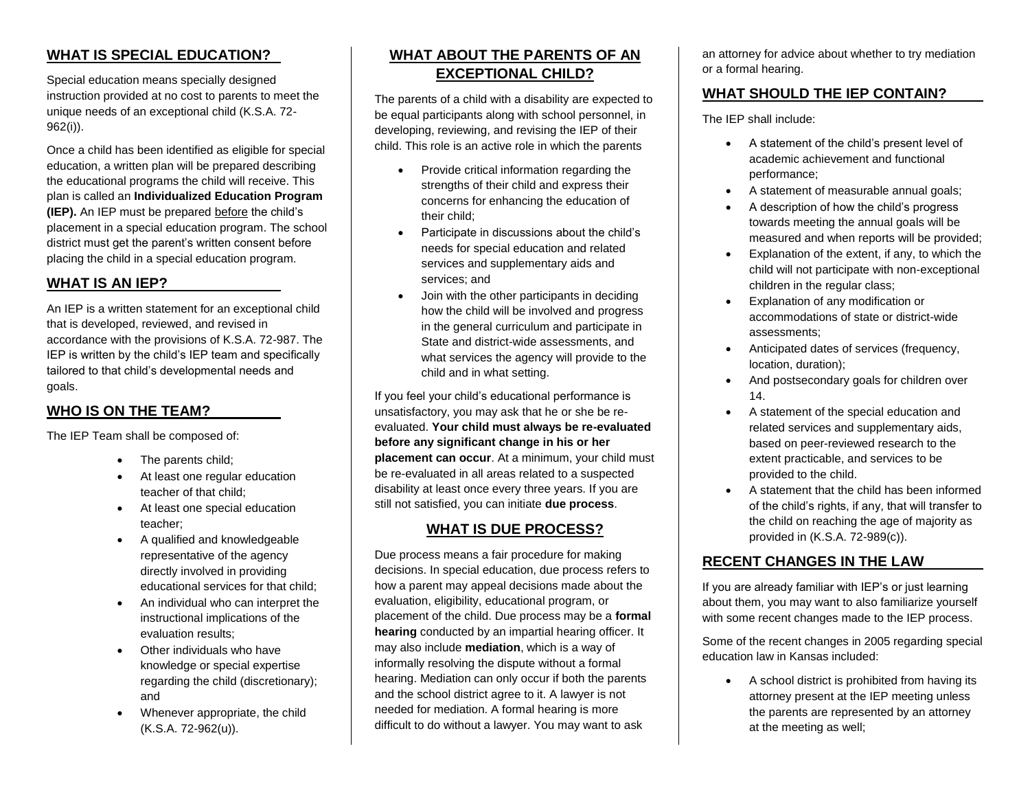## WHAT IS SPECIAL EDUCATION?

Special education means specially designed instruction provided at no cost to parents to meet the unique needs of an exceptional child (K.S.A. 72-962(i)).

Once a child has been identified as eligible for special education, a written plan will be prepared describing the educational programs the child will receive. This plan is called an **Individualized Education Program (IEP).** An IEP must be prepared before the child's placement in a special education program. The school district must get the parent's written consent before placing the child in a special education program.

## WHAT IS AN IEP?

An IEP is a written statement for an exceptional child that is developed, reviewed, and revised in accordance with the provisions of K.S.A. 72-987. The IEP is written by the child's IEP team and specifically tailored to that child's developmental needs and goals.

## WHO IS ON THE TEAM?

The IEP Team shall be composed of:

- The parents child;
- At least one regular education teacher of that child;
- At least one special education teacher;
- A qualified and knowledgeable representative of the agency directly involved in providing educational services for that child;
- An individual who can interpret the instructional implications of the evaluation results;
- Other individuals who have knowledge or special expertise regarding the child (discretionary); and
- Whenever appropriate, the child (K.S.A. 72-962(u)).

## WHAT ABOUT THE PARENTS OF AN EXCEPTIONAL CHILD?

The parents of a child with a disability are expected to be equal participants along with school personnel, in developing, reviewing, and revising the IEP of their child. This role is an active role in which the parents

- Provide critical information regarding the strengths of their child and express their concerns for enhancing the education of their child;
- Participate in discussions about the child's needs for special education and related services and supplementary aids and services; and
- Join with the other participants in deciding how the child will be involved and progress in the general curriculum and participate in State and district-wide assessments, and what services the agency will provide to the child and in what setting.

If you feel your child's educational performance is unsatisfactory, you may ask that he or she be re-evaluated. **Your child must always be re-evaluated before any significant change in his or her placement can occur**. At a minimum, your child must be re-evaluated in all areas related to a suspected disability at least once every three years. If you are still not satisfied, you can initiate **due process**.

## WHAT IS DUE PROCESS?

Due process means a fair procedure for making decisions. In special education, due process refers to how a parent may appeal decisions made about the evaluation, eligibility, educational program, or placement of the child. Due process may be a **formal hearing** conducted by an impartial hearing officer. It may also include **mediation**, which is a way of informally resolving the dispute without a formal hearing. Mediation can only occur if both the parents and the school district agree to it. A lawyer is not needed for mediation. A formal hearing is more difficult to do without a lawyer. You may want to ask an attorney for advice about whether to try mediation or a formal hearing.

## WHAT SHOULD THE IEP CONTAIN?

The IEP shall include:

- A statement of the child's present level of academic achievement and functional performance;
- A statement of measurable annual goals;
- A description of how the child's progress towards meeting the annual goals will be measured and when reports will be provided;
- Explanation of the extent, if any, to which the child will not participate with non-exceptional children in the regular class;
- Explanation of any modification or accommodations of state or district-wide assessments;
- Anticipated dates of services (frequency, location, duration);
- And postsecondary goals for children over 14.
- A statement of the special education and related services and supplementary aids, based on peer-reviewed research to the extent practicable, and services to be provided to the child.
- A statement that the child has been informed of the child's rights, if any, that will transfer to the child on reaching the age of majority as provided in (K.S.A. 72-989(c)).

## RECENT CHANGES IN THE LAW

If you are already familiar with IEP's or just learning about them, you may want to also familiarize yourself with some recent changes made to the IEP process.

Some of the recent changes in 2005 regarding special education law in Kansas included:

- A school district is prohibited from having its attorney present at the IEP meeting unless the parents are represented by an attorney at the meeting as well;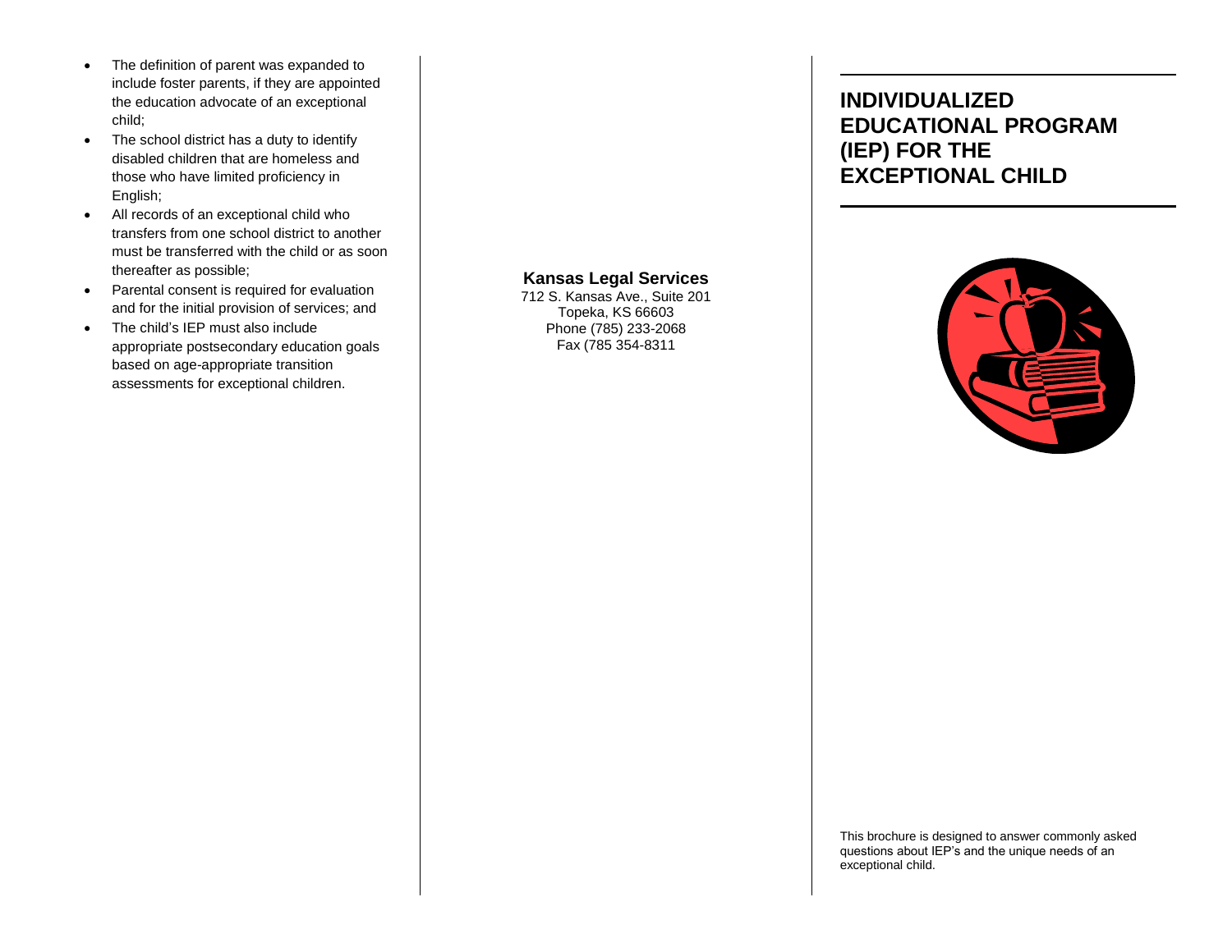- The definition of parent was expanded to include foster parents, if they are appointed the education advocate of an exceptional child;
- The school district has a duty to identify disabled children that are homeless and those who have limited proficiency in English;
- All records of an exceptional child who transfers from one school district to another must be transferred with the child or as soon thereafter as possible;
- Parental consent is required for evaluation and for the initial provision of services; and
- The child's IEP must also include appropriate postsecondary education goals based on age-appropriate transition assessments for exceptional children.

**Kansas Legal Services**

712 S. Kansas Ave., Suite 201
Topeka, KS 66603
Phone (785) 233-2068
Fax (785 354-8311

# INDIVIDUALIZED EDUCATIONAL PROGRAM (IEP) FOR THE EXCEPTIONAL CHILD

This brochure is designed to answer commonly asked questions about IEP's and the unique needs of an exceptional child.